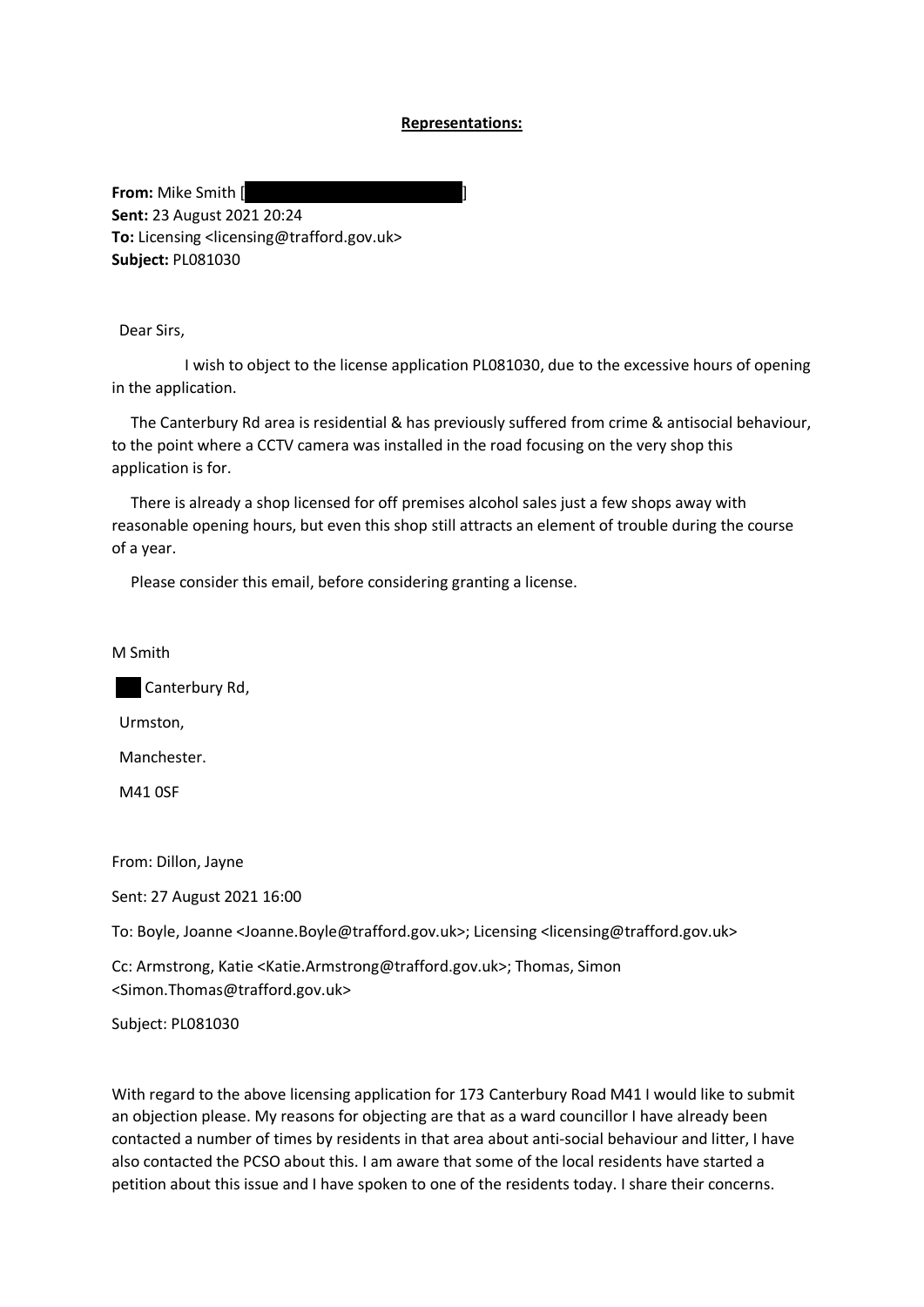**Representations:**

**From:** Mike Smith [ ]
**Sent:** 23 August 2021 20:24
**To:** Licensing <licensing@trafford.gov.uk>
**Subject:** PL081030

Dear Sirs,

I wish to object to the license application PL081030, due to the excessive hours of opening in the application.

The Canterbury Rd area is residential & has previously suffered from crime & antisocial behaviour, to the point where a CCTV camera was installed in the road focusing on the very shop this application is for.

There is already a shop licensed for off premises alcohol sales just a few shops away with reasonable opening hours, but even this shop still attracts an element of trouble during the course of a year.

Please consider this email, before considering granting a license.

M Smith

Canterbury Rd,

Urmston,

Manchester.

M41 0SF

From: Dillon, Jayne

Sent: 27 August 2021 16:00

To: Boyle, Joanne <Joanne.Boyle@trafford.gov.uk>; Licensing <licensing@trafford.gov.uk>

Cc: Armstrong, Katie <Katie.Armstrong@trafford.gov.uk>; Thomas, Simon <Simon.Thomas@trafford.gov.uk>

Subject: PL081030

With regard to the above licensing application for 173 Canterbury Road M41 I would like to submit an objection please. My reasons for objecting are that as a ward councillor I have already been contacted a number of times by residents in that area about anti-social behaviour and litter, I have also contacted the PCSO about this. I am aware that some of the local residents have started a petition about this issue and I have spoken to one of the residents today. I share their concerns.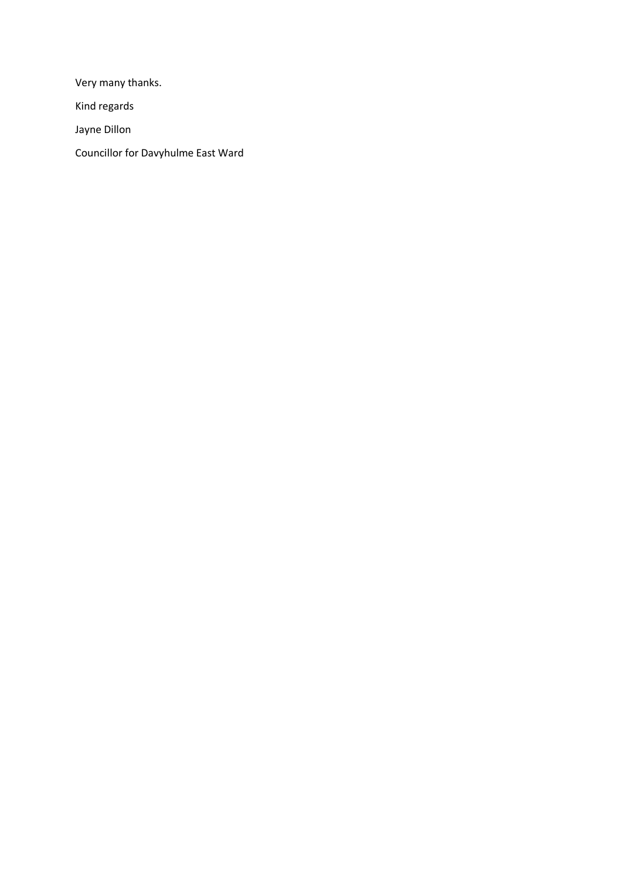Very many thanks.

Kind regards

Jayne Dillon

Councillor for Davyhulme East Ward